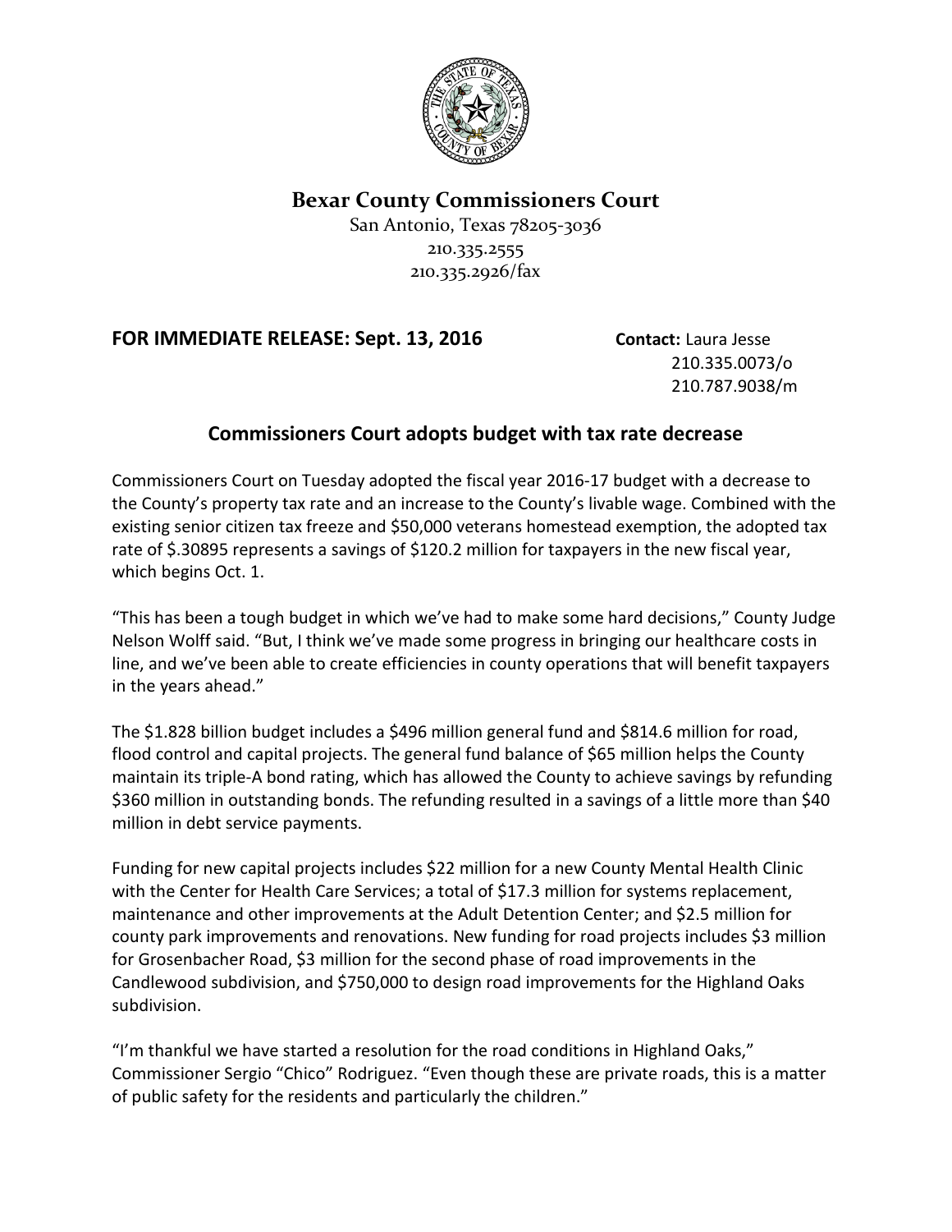# Bexar County Commissioners Court

San Antonio, Texas 78205-3036
210.335.2555
210.335.2926/fax

**FOR IMMEDIATE RELEASE: Sept. 13, 2016** **Contact:** Laura Jesse
210.335.0073/o
210.787.9038/m

## Commissioners Court adopts budget with tax rate decrease

Commissioners Court on Tuesday adopted the fiscal year 2016-17 budget with a decrease to the County's property tax rate and an increase to the County's livable wage. Combined with the existing senior citizen tax freeze and $50,000 veterans homestead exemption, the adopted tax rate of $.30895 represents a savings of $120.2 million for taxpayers in the new fiscal year, which begins Oct. 1.

"This has been a tough budget in which we've had to make some hard decisions," County Judge Nelson Wolff said. "But, I think we've made some progress in bringing our healthcare costs in line, and we've been able to create efficiencies in county operations that will benefit taxpayers in the years ahead."

The $1.828 billion budget includes a $496 million general fund and $814.6 million for road, flood control and capital projects. The general fund balance of $65 million helps the County maintain its triple-A bond rating, which has allowed the County to achieve savings by refunding $360 million in outstanding bonds. The refunding resulted in a savings of a little more than $40 million in debt service payments.

Funding for new capital projects includes $22 million for a new County Mental Health Clinic with the Center for Health Care Services; a total of $17.3 million for systems replacement, maintenance and other improvements at the Adult Detention Center; and $2.5 million for county park improvements and renovations. New funding for road projects includes $3 million for Grosenbacher Road, $3 million for the second phase of road improvements in the Candlewood subdivision, and $750,000 to design road improvements for the Highland Oaks subdivision.

"I'm thankful we have started a resolution for the road conditions in Highland Oaks," Commissioner Sergio "Chico" Rodriguez. "Even though these are private roads, this is a matter of public safety for the residents and particularly the children."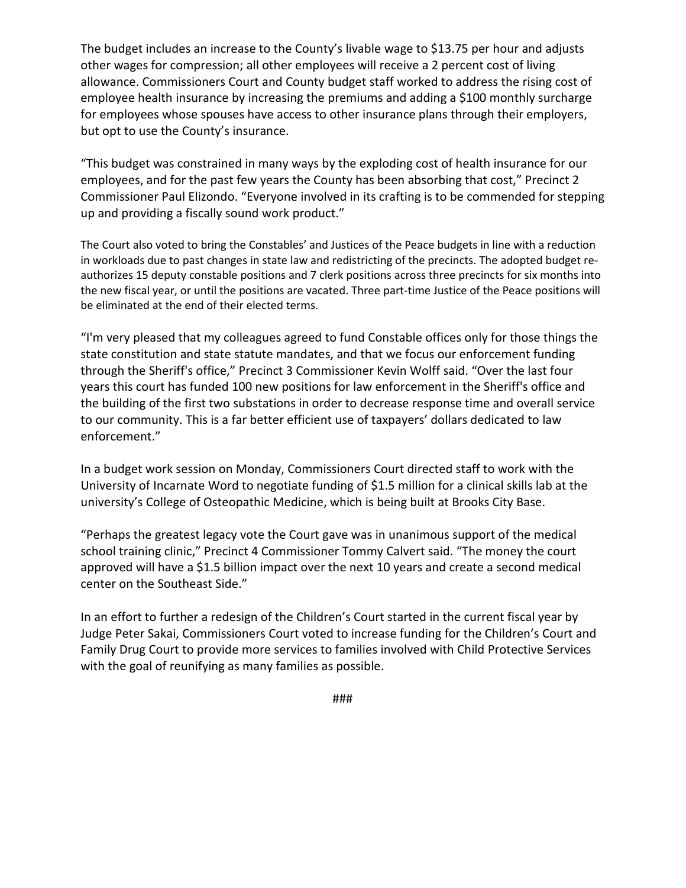The budget includes an increase to the County's livable wage to $13.75 per hour and adjusts other wages for compression; all other employees will receive a 2 percent cost of living allowance. Commissioners Court and County budget staff worked to address the rising cost of employee health insurance by increasing the premiums and adding a $100 monthly surcharge for employees whose spouses have access to other insurance plans through their employers, but opt to use the County's insurance.

"This budget was constrained in many ways by the exploding cost of health insurance for our employees, and for the past few years the County has been absorbing that cost," Precinct 2 Commissioner Paul Elizondo. "Everyone involved in its crafting is to be commended for stepping up and providing a fiscally sound work product."

The Court also voted to bring the Constables' and Justices of the Peace budgets in line with a reduction in workloads due to past changes in state law and redistricting of the precincts. The adopted budget re-authorizes 15 deputy constable positions and 7 clerk positions across three precincts for six months into the new fiscal year, or until the positions are vacated. Three part-time Justice of the Peace positions will be eliminated at the end of their elected terms.

"I'm very pleased that my colleagues agreed to fund Constable offices only for those things the state constitution and state statute mandates, and that we focus our enforcement funding through the Sheriff's office," Precinct 3 Commissioner Kevin Wolff said. "Over the last four years this court has funded 100 new positions for law enforcement in the Sheriff's office and the building of the first two substations in order to decrease response time and overall service to our community. This is a far better efficient use of taxpayers' dollars dedicated to law enforcement."

In a budget work session on Monday, Commissioners Court directed staff to work with the University of Incarnate Word to negotiate funding of $1.5 million for a clinical skills lab at the university's College of Osteopathic Medicine, which is being built at Brooks City Base.

"Perhaps the greatest legacy vote the Court gave was in unanimous support of the medical school training clinic," Precinct 4 Commissioner Tommy Calvert said. "The money the court approved will have a $1.5 billion impact over the next 10 years and create a second medical center on the Southeast Side."

In an effort to further a redesign of the Children's Court started in the current fiscal year by Judge Peter Sakai, Commissioners Court voted to increase funding for the Children's Court and Family Drug Court to provide more services to families involved with Child Protective Services with the goal of reunifying as many families as possible.

###